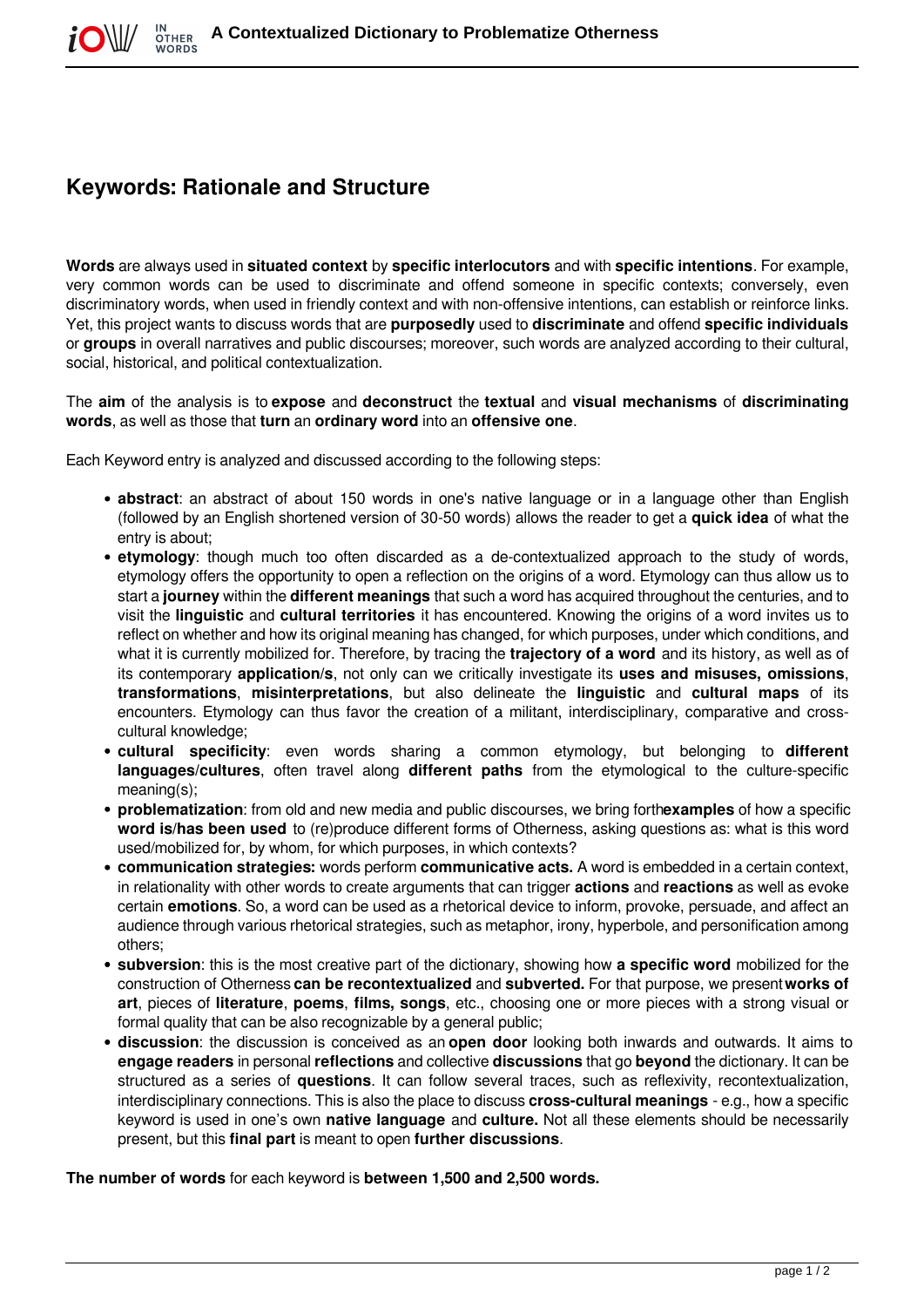# Keywords: Rationale and Structure

**Words** are always used in **situated context** by **specific interlocutors** and with **specific intentions**. For example, very common words can be used to discriminate and offend someone in specific contexts; conversely, even discriminatory words, when used in friendly context and with non-offensive intentions, can establish or reinforce links. Yet, this project wants to discuss words that are **purposedly** used to **discriminate** and offend **specific individuals** or **groups** in overall narratives and public discourses; moreover, such words are analyzed according to their cultural, social, historical, and political contextualization.

The **aim** of the analysis is to **expose** and **deconstruct** the **textual** and **visual mechanisms** of **discriminating words**, as well as those that **turn** an **ordinary word** into an **offensive one**.

Each Keyword entry is analyzed and discussed according to the following steps:

- **abstract**: an abstract of about 150 words in one's native language or in a language other than English (followed by an English shortened version of 30-50 words) allows the reader to get a **quick idea** of what the entry is about;
- **etymology**: though much too often discarded as a de-contextualized approach to the study of words, etymology offers the opportunity to open a reflection on the origins of a word. Etymology can thus allow us to start a **journey** within the **different meanings** that such a word has acquired throughout the centuries, and to visit the **linguistic** and **cultural territories** it has encountered. Knowing the origins of a word invites us to reflect on whether and how its original meaning has changed, for which purposes, under which conditions, and what it is currently mobilized for. Therefore, by tracing the **trajectory of a word** and its history, as well as of its contemporary **application/s**, not only can we critically investigate its **uses and misuses, omissions**, **transformations**, **misinterpretations**, but also delineate the **linguistic** and **cultural maps** of its encounters. Etymology can thus favor the creation of a militant, interdisciplinary, comparative and cross-cultural knowledge;
- **cultural specificity**: even words sharing a common etymology, but belonging to **different languages/cultures**, often travel along **different paths** from the etymological to the culture-specific meaning(s);
- **problematization**: from old and new media and public discourses, we bring forth**examples** of how a specific **word is/has been used** to (re)produce different forms of Otherness, asking questions as: what is this word used/mobilized for, by whom, for which purposes, in which contexts?
- **communication strategies:** words perform **communicative acts.** A word is embedded in a certain context, in relationality with other words to create arguments that can trigger **actions** and **reactions** as well as evoke certain **emotions**. So, a word can be used as a rhetorical device to inform, provoke, persuade, and affect an audience through various rhetorical strategies, such as metaphor, irony, hyperbole, and personification among others;
- **subversion**: this is the most creative part of the dictionary, showing how **a specific word** mobilized for the construction of Otherness **can be recontextualized** and **subverted.** For that purpose, we present **works of art**, pieces of **literature**, **poems**, **films, songs**, etc., choosing one or more pieces with a strong visual or formal quality that can be also recognizable by a general public;
- **discussion**: the discussion is conceived as an **open door** looking both inwards and outwards. It aims to **engage readers** in personal **reflections** and collective **discussions** that go **beyond** the dictionary. It can be structured as a series of **questions**. It can follow several traces, such as reflexivity, recontextualization, interdisciplinary connections. This is also the place to discuss **cross-cultural meanings** - e.g., how a specific keyword is used in one's own **native language** and **culture.** Not all these elements should be necessarily present, but this **final part** is meant to open **further discussions**.

**The number of words** for each keyword is **between 1,500 and 2,500 words.**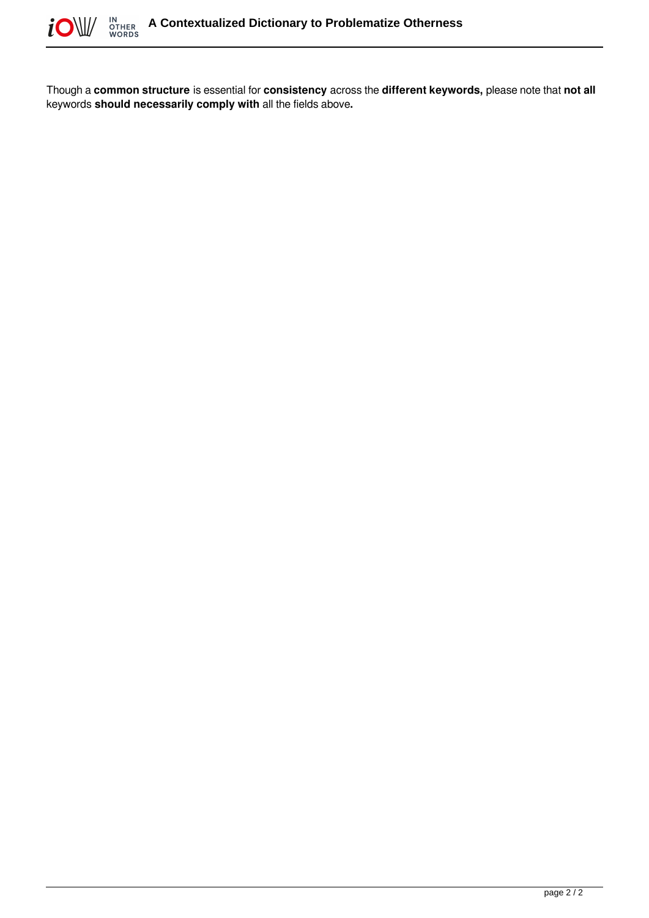Though a **common structure** is essential for **consistency** across the **different keywords,** please note that **not all** keywords **should necessarily comply with** all the fields above**.**